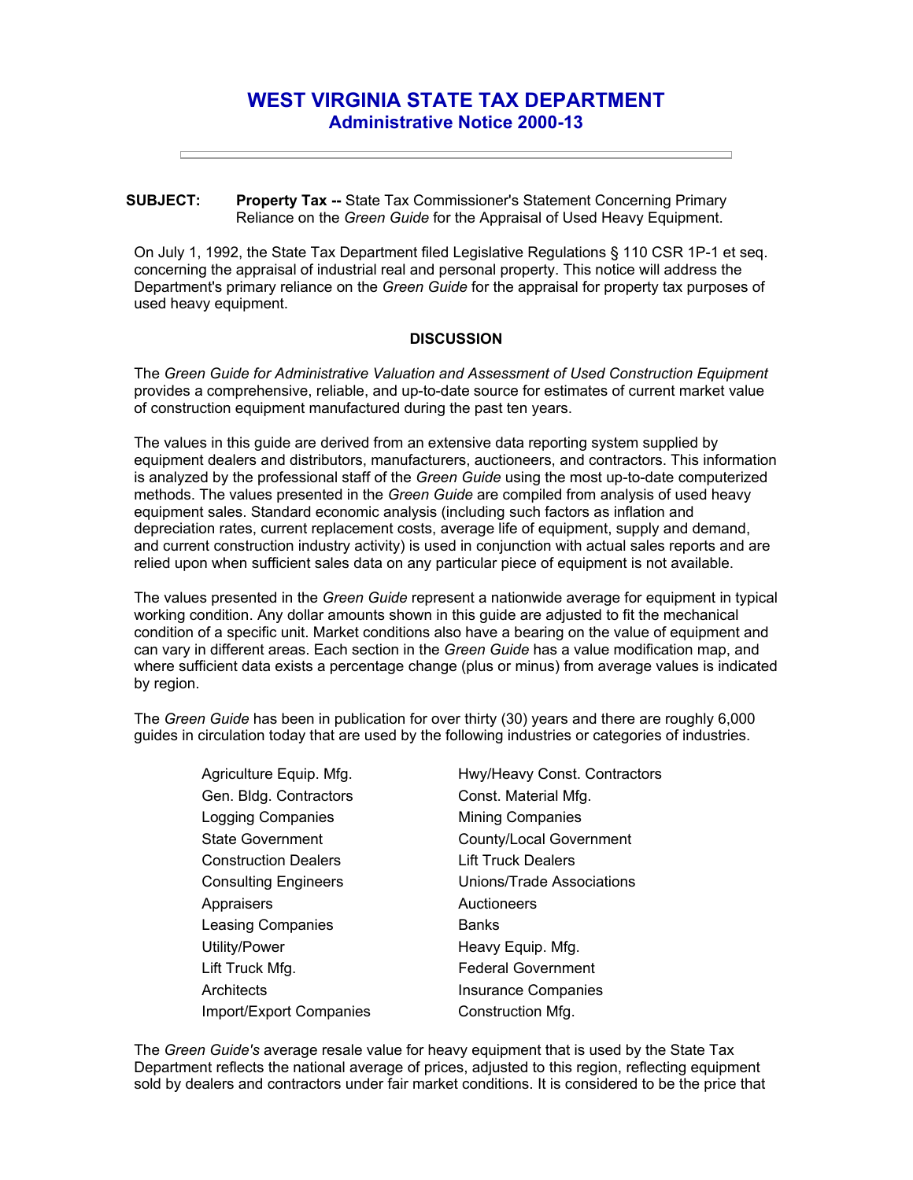# WEST VIRGINIA STATE TAX DEPARTMENT
## Administrative Notice 2000-13

---

**SUBJECT:** **Property Tax --** State Tax Commissioner's Statement Concerning Primary Reliance on the *Green Guide* for the Appraisal of Used Heavy Equipment.

On July 1, 1992, the State Tax Department filed Legislative Regulations § 110 CSR 1P-1 et seq. concerning the appraisal of industrial real and personal property. This notice will address the Department's primary reliance on the *Green Guide* for the appraisal for property tax purposes of used heavy equipment.

**DISCUSSION**

The *Green Guide for Administrative Valuation and Assessment of Used Construction Equipment* provides a comprehensive, reliable, and up-to-date source for estimates of current market value of construction equipment manufactured during the past ten years.

The values in this guide are derived from an extensive data reporting system supplied by equipment dealers and distributors, manufacturers, auctioneers, and contractors. This information is analyzed by the professional staff of the *Green Guide* using the most up-to-date computerized methods. The values presented in the *Green Guide* are compiled from analysis of used heavy equipment sales. Standard economic analysis (including such factors as inflation and depreciation rates, current replacement costs, average life of equipment, supply and demand, and current construction industry activity) is used in conjunction with actual sales reports and are relied upon when sufficient sales data on any particular piece of equipment is not available.

The values presented in the *Green Guide* represent a nationwide average for equipment in typical working condition. Any dollar amounts shown in this guide are adjusted to fit the mechanical condition of a specific unit. Market conditions also have a bearing on the value of equipment and can vary in different areas. Each section in the *Green Guide* has a value modification map, and where sufficient data exists a percentage change (plus or minus) from average values is indicated by region.

The *Green Guide* has been in publication for over thirty (30) years and there are roughly 6,000 guides in circulation today that are used by the following industries or categories of industries.

- Agriculture Equip. Mfg.
- Gen. Bldg. Contractors
- Logging Companies
- State Government
- Construction Dealers
- Consulting Engineers
- Appraisers
- Leasing Companies
- Utility/Power
- Lift Truck Mfg.
- Architects
- Import/Export Companies
- Hwy/Heavy Const. Contractors
- Const. Material Mfg.
- Mining Companies
- County/Local Government
- Lift Truck Dealers
- Unions/Trade Associations
- Auctioneers
- Banks
- Heavy Equip. Mfg.
- Federal Government
- Insurance Companies
- Construction Mfg.

The *Green Guide's* average resale value for heavy equipment that is used by the State Tax Department reflects the national average of prices, adjusted to this region, reflecting equipment sold by dealers and contractors under fair market conditions. It is considered to be the price that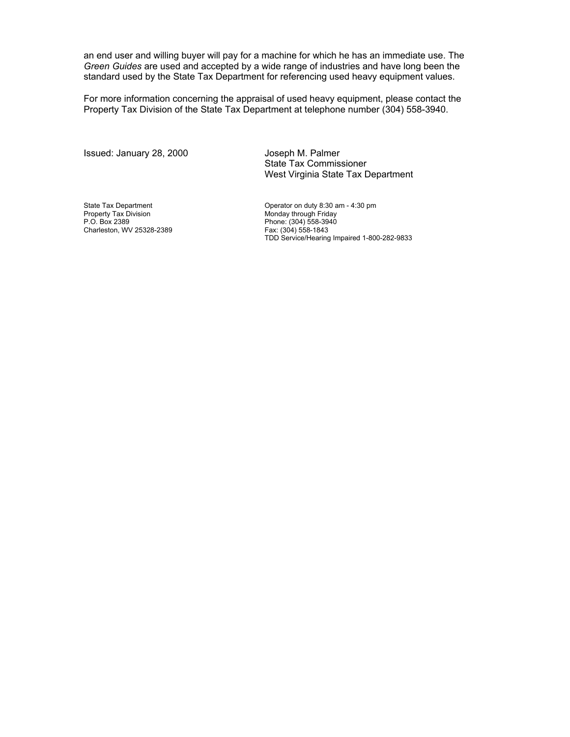an end user and willing buyer will pay for a machine for which he has an immediate use. The *Green Guides* are used and accepted by a wide range of industries and have long been the standard used by the State Tax Department for referencing used heavy equipment values.

For more information concerning the appraisal of used heavy equipment, please contact the Property Tax Division of the State Tax Department at telephone number (304) 558-3940.

Issued: January 28, 2000

Joseph M. Palmer
State Tax Commissioner
West Virginia State Tax Department

State Tax Department
Property Tax Division
P.O. Box 2389
Charleston, WV 25328-2389

Operator on duty 8:30 am - 4:30 pm
Monday through Friday
Phone: (304) 558-3940
Fax: (304) 558-1843
TDD Service/Hearing Impaired 1-800-282-9833